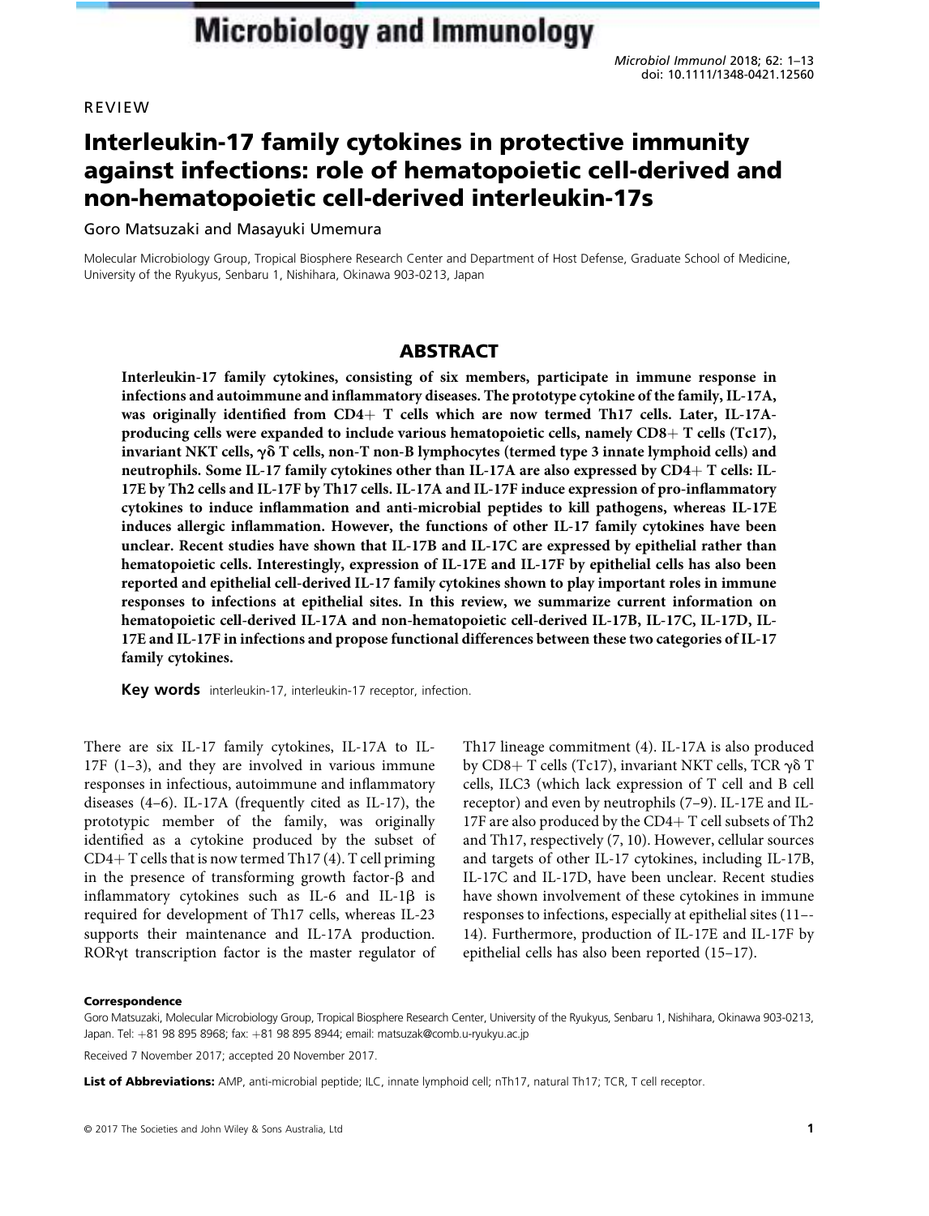REVIEW

# Interleukin-17 family cytokines in protective immunity against infections: role of hematopoietic cell-derived and non-hematopoietic cell-derived interleukin-17s

Goro Matsuzaki and Masayuki Umemura

Molecular Microbiology Group, Tropical Biosphere Research Center and Department of Host Defense, Graduate School of Medicine, University of the Ryukyus, Senbaru 1, Nishihara, Okinawa 903-0213, Japan

## ABSTRACT

**Interleukin-17 family cytokines, consisting of six members, participate in immune response in infections and autoimmune and inflammatory diseases. The prototype cytokine of the family, IL-17A, was originally identified from CD4+ T cells which are now termed Th17 cells. Later, IL-17A-producing cells were expanded to include various hematopoietic cells, namely CD8+ T cells (Tc17), invariant NKT cells, γδ T cells, non-T non-B lymphocytes (termed type 3 innate lymphoid cells) and neutrophils. Some IL-17 family cytokines other than IL-17A are also expressed by CD4+ T cells: IL-17E by Th2 cells and IL-17F by Th17 cells. IL-17A and IL-17F induce expression of pro-inflammatory cytokines to induce inflammation and anti-microbial peptides to kill pathogens, whereas IL-17E induces allergic inflammation. However, the functions of other IL-17 family cytokines have been unclear. Recent studies have shown that IL-17B and IL-17C are expressed by epithelial rather than hematopoietic cells. Interestingly, expression of IL-17E and IL-17F by epithelial cells has also been reported and epithelial cell-derived IL-17 family cytokines shown to play important roles in immune responses to infections at epithelial sites. In this review, we summarize current information on hematopoietic cell-derived IL-17A and non-hematopoietic cell-derived IL-17B, IL-17C, IL-17D, IL-17E and IL-17F in infections and propose functional differences between these two categories of IL-17 family cytokines.**

**Key words** interleukin-17, interleukin-17 receptor, infection.

There are six IL-17 family cytokines, IL-17A to IL-17F (1–3), and they are involved in various immune responses in infectious, autoimmune and inflammatory diseases (4–6). IL-17A (frequently cited as IL-17), the prototypic member of the family, was originally identified as a cytokine produced by the subset of CD4+ T cells that is now termed Th17 (4). T cell priming in the presence of transforming growth factor-β and inflammatory cytokines such as IL-6 and IL-1β is required for development of Th17 cells, whereas IL-23 supports their maintenance and IL-17A production. RORγt transcription factor is the master regulator of Th17 lineage commitment (4). IL-17A is also produced by CD8+ T cells (Tc17), invariant NKT cells, TCR γδ T cells, ILC3 (which lack expression of T cell and B cell receptor) and even by neutrophils (7–9). IL-17E and IL-17F are also produced by the CD4+ T cell subsets of Th2 and Th17, respectively (7, 10). However, cellular sources and targets of other IL-17 cytokines, including IL-17B, IL-17C and IL-17D, have been unclear. Recent studies have shown involvement of these cytokines in immune responses to infections, especially at epithelial sites (11–14). Furthermore, production of IL-17E and IL-17F by epithelial cells has also been reported (15–17).

**Correspondence**

Goro Matsuzaki, Molecular Microbiology Group, Tropical Biosphere Research Center, University of the Ryukyus, Senbaru 1, Nishihara, Okinawa 903-0213, Japan. Tel: +81 98 895 8968; fax: +81 98 895 8944; email: matsuzak@comb.u-ryukyu.ac.jp

Received 7 November 2017; accepted 20 November 2017.

**List of Abbreviations:** AMP, anti-microbial peptide; ILC, innate lymphoid cell; nTh17, natural Th17; TCR, T cell receptor.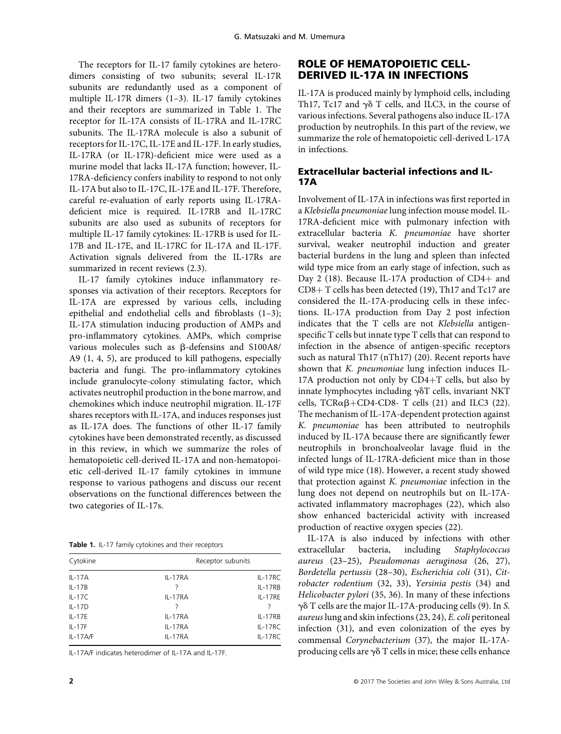The receptors for IL-17 family cytokines are heterodimers consisting of two subunits; several IL-17R subunits are redundantly used as a component of multiple IL-17R dimers (1–3). IL-17 family cytokines and their receptors are summarized in Table 1. The receptor for IL-17A consists of IL-17RA and IL-17RC subunits. The IL-17RA molecule is also a subunit of receptors for IL-17C, IL-17E and IL-17F. In early studies, IL-17RA (or IL-17R)-deficient mice were used as a murine model that lacks IL-17A function; however, IL-17RA-deficiency confers inability to respond to not only IL-17A but also to IL-17C, IL-17E and IL-17F. Therefore, careful re-evaluation of early reports using IL-17RA-deficient mice is required. IL-17RB and IL-17RC subunits are also used as subunits of receptors for multiple IL-17 family cytokines: IL-17RB is used for IL-17B and IL-17E, and IL-17RC for IL-17A and IL-17F. Activation signals delivered from the IL-17Rs are summarized in recent reviews (2.3).

IL-17 family cytokines induce inflammatory responses via activation of their receptors. Receptors for IL-17A are expressed by various cells, including epithelial and endothelial cells and fibroblasts (1–3); IL-17A stimulation inducing production of AMPs and pro-inflammatory cytokines. AMPs, which comprise various molecules such as β-defensins and S100A8/A9 (1, 4, 5), are produced to kill pathogens, especially bacteria and fungi. The pro-inflammatory cytokines include granulocyte-colony stimulating factor, which activates neutrophil production in the bone marrow, and chemokines which induce neutrophil migration. IL-17F shares receptors with IL-17A, and induces responses just as IL-17A does. The functions of other IL-17 family cytokines have been demonstrated recently, as discussed in this review, in which we summarize the roles of hematopoietic cell-derived IL-17A and non-hematopoietic cell-derived IL-17 family cytokines in immune response to various pathogens and discuss our recent observations on the functional differences between the two categories of IL-17s.

**Table 1.** IL-17 family cytokines and their receptors

| Cytokine | Receptor subunits | |
|---|---|---|
| IL-17A | IL-17RA | IL-17RC |
| IL-17B | ? | IL-17RB |
| IL-17C | IL-17RA | IL-17RE |
| IL-17D | ? | ? |
| IL-17E | IL-17RA | IL-17RB |
| IL-17F | IL-17RA | IL-17RC |
| IL-17A/F | IL-17RA | IL-17RC |

IL-17A/F indicates heterodimer of IL-17A and IL-17F.

## ROLE OF HEMATOPOIETIC CELL-DERIVED IL-17A IN INFECTIONS

IL-17A is produced mainly by lymphoid cells, including Th17, Tc17 and γδ T cells, and ILC3, in the course of various infections. Several pathogens also induce IL-17A production by neutrophils. In this part of the review, we summarize the role of hematopoietic cell-derived L-17A in infections.

### Extracellular bacterial infections and IL-17A

Involvement of IL-17A in infections was first reported in a *Klebsiella pneumoniae* lung infection mouse model. IL-17RA-deficient mice with pulmonary infection with extracellular bacteria *K. pneumoniae* have shorter survival, weaker neutrophil induction and greater bacterial burdens in the lung and spleen than infected wild type mice from an early stage of infection, such as Day 2 (18). Because IL-17A production of CD4+ and CD8+ T cells has been detected (19), Th17 and Tc17 are considered the IL-17A-producing cells in these infections. IL-17A production from Day 2 post infection indicates that the T cells are not *Klebsiella* antigen-specific T cells but innate type T cells that can respond to infection in the absence of antigen-specific receptors such as natural Th17 (nTh17) (20). Recent reports have shown that *K. pneumoniae* lung infection induces IL-17A production not only by CD4+T cells, but also by innate lymphocytes including γδT cells, invariant NKT cells, TCRαβ+CD4-CD8- T cells (21) and ILC3 (22). The mechanism of IL-17A-dependent protection against *K. pneumoniae* has been attributed to neutrophils induced by IL-17A because there are significantly fewer neutrophils in bronchoalveolar lavage fluid in the infected lungs of IL-17RA-deficient mice than in those of wild type mice (18). However, a recent study showed that protection against *K. pneumoniae* infection in the lung does not depend on neutrophils but on IL-17A-activated inflammatory macrophages (22), which also show enhanced bactericidal activity with increased production of reactive oxygen species (22).

IL-17A is also induced by infections with other extracellular bacteria, including *Staphylococcus aureus* (23–25), *Pseudomonas aeruginosa* (26, 27), *Bordetella pertussis* (28–30), *Escherichia coli* (31), *Citrobacter rodentium* (32, 33), *Yersinia pestis* (34) and *Helicobacter pylori* (35, 36). In many of these infections γδ T cells are the major IL-17A-producing cells (9). In *S. aureus* lung and skin infections (23, 24), *E. coli* peritoneal infection (31), and even colonization of the eyes by commensal *Corynebacterium* (37), the major IL-17A-producing cells are γδ T cells in mice; these cells enhance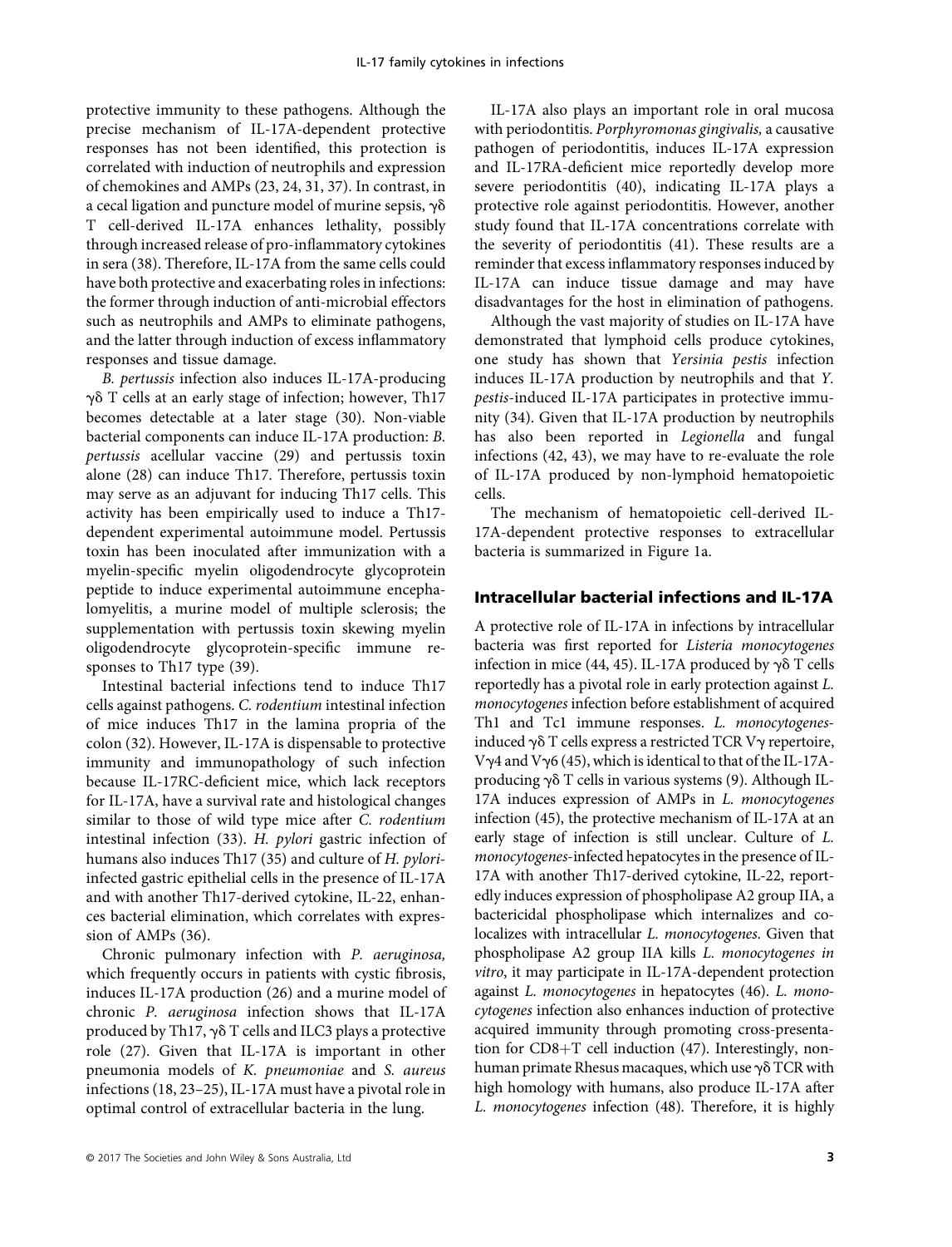protective immunity to these pathogens. Although the precise mechanism of IL-17A-dependent protective responses has not been identified, this protection is correlated with induction of neutrophils and expression of chemokines and AMPs (23, 24, 31, 37). In contrast, in a cecal ligation and puncture model of murine sepsis, γδ T cell-derived IL-17A enhances lethality, possibly through increased release of pro-inflammatory cytokines in sera (38). Therefore, IL-17A from the same cells could have both protective and exacerbating roles in infections: the former through induction of anti-microbial effectors such as neutrophils and AMPs to eliminate pathogens, and the latter through induction of excess inflammatory responses and tissue damage.

*B. pertussis* infection also induces IL-17A-producing γδ T cells at an early stage of infection; however, Th17 becomes detectable at a later stage (30). Non-viable bacterial components can induce IL-17A production: *B. pertussis* acellular vaccine (29) and pertussis toxin alone (28) can induce Th17. Therefore, pertussis toxin may serve as an adjuvant for inducing Th17 cells. This activity has been empirically used to induce a Th17-dependent experimental autoimmune model. Pertussis toxin has been inoculated after immunization with a myelin-specific myelin oligodendrocyte glycoprotein peptide to induce experimental autoimmune encephalomyelitis, a murine model of multiple sclerosis; the supplementation with pertussis toxin skewing myelin oligodendrocyte glycoprotein-specific immune responses to Th17 type (39).

Intestinal bacterial infections tend to induce Th17 cells against pathogens. *C. rodentium* intestinal infection of mice induces Th17 in the lamina propria of the colon (32). However, IL-17A is dispensable to protective immunity and immunopathology of such infection because IL-17RC-deficient mice, which lack receptors for IL-17A, have a survival rate and histological changes similar to those of wild type mice after *C. rodentium* intestinal infection (33). *H. pylori* gastric infection of humans also induces Th17 (35) and culture of *H. pylori*-infected gastric epithelial cells in the presence of IL-17A and with another Th17-derived cytokine, IL-22, enhances bacterial elimination, which correlates with expression of AMPs (36).

Chronic pulmonary infection with *P. aeruginosa,* which frequently occurs in patients with cystic fibrosis, induces IL-17A production (26) and a murine model of chronic *P. aeruginosa* infection shows that IL-17A produced by Th17, γδ T cells and ILC3 plays a protective role (27). Given that IL-17A is important in other pneumonia models of *K. pneumoniae* and *S. aureus* infections (18, 23–25), IL-17A must have a pivotal role in optimal control of extracellular bacteria in the lung.

IL-17A also plays an important role in oral mucosa with periodontitis. *Porphyromonas gingivalis,* a causative pathogen of periodontitis, induces IL-17A expression and IL-17RA-deficient mice reportedly develop more severe periodontitis (40), indicating IL-17A plays a protective role against periodontitis. However, another study found that IL-17A concentrations correlate with the severity of periodontitis (41). These results are a reminder that excess inflammatory responses induced by IL-17A can induce tissue damage and may have disadvantages for the host in elimination of pathogens.

Although the vast majority of studies on IL-17A have demonstrated that lymphoid cells produce cytokines, one study has shown that *Yersinia pestis* infection induces IL-17A production by neutrophils and that *Y. pestis*-induced IL-17A participates in protective immunity (34). Given that IL-17A production by neutrophils has also been reported in *Legionella* and fungal infections (42, 43), we may have to re-evaluate the role of IL-17A produced by non-lymphoid hematopoietic cells.

The mechanism of hematopoietic cell-derived IL-17A-dependent protective responses to extracellular bacteria is summarized in Figure 1a.

## Intracellular bacterial infections and IL-17A

A protective role of IL-17A in infections by intracellular bacteria was first reported for *Listeria monocytogenes* infection in mice (44, 45). IL-17A produced by γδ T cells reportedly has a pivotal role in early protection against *L. monocytogenes* infection before establishment of acquired Th1 and Tc1 immune responses. *L. monocytogenes*-induced γδ T cells express a restricted TCR Vγ repertoire, Vγ4 and Vγ6 (45), which is identical to that of the IL-17A-producing γδ T cells in various systems (9). Although IL-17A induces expression of AMPs in *L. monocytogenes* infection (45), the protective mechanism of IL-17A at an early stage of infection is still unclear. Culture of *L. monocytogenes*-infected hepatocytes in the presence of IL-17A with another Th17-derived cytokine, IL-22, reportedly induces expression of phospholipase A2 group IIA, a bactericidal phospholipase which internalizes and co-localizes with intracellular *L. monocytogenes.* Given that phospholipase A2 group IIA kills *L. monocytogenes in vitro*, it may participate in IL-17A-dependent protection against *L. monocytogenes* in hepatocytes (46). *L. monocytogenes* infection also enhances induction of protective acquired immunity through promoting cross-presentation for CD8+T cell induction (47). Interestingly, non-human primate Rhesus macaques, which use γδ TCR with high homology with humans, also produce IL-17A after *L. monocytogenes* infection (48). Therefore, it is highly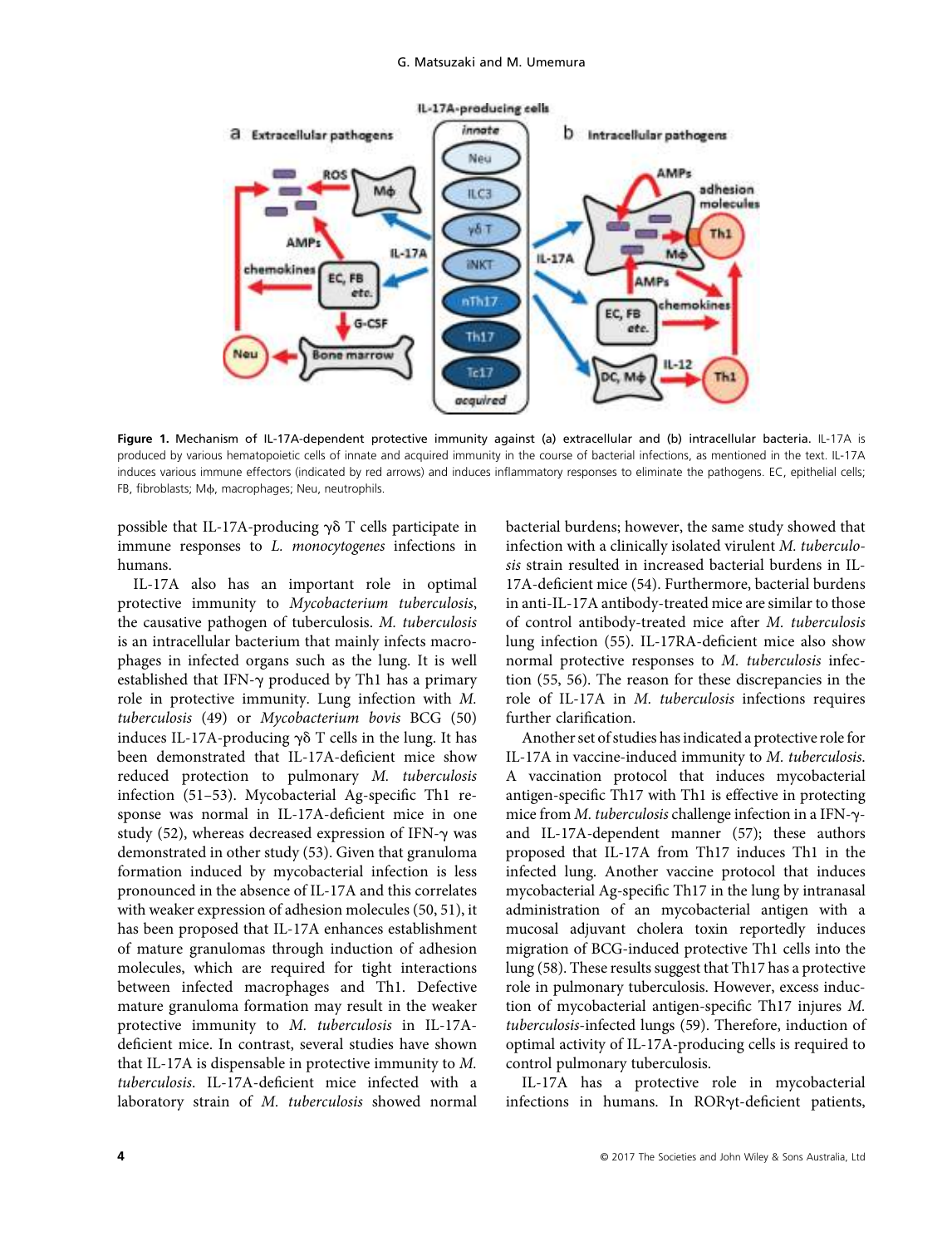**Figure 1. Mechanism of IL-17A-dependent protective immunity against (a) extracellular and (b) intracellular bacteria.** IL-17A is produced by various hematopoietic cells of innate and acquired immunity in the course of bacterial infections, as mentioned in the text. IL-17A induces various immune effectors (indicated by red arrows) and induces inflammatory responses to eliminate the pathogens. EC, epithelial cells; FB, fibroblasts; Mϕ, macrophages; Neu, neutrophils.

possible that IL-17A-producing γδ T cells participate in immune responses to *L. monocytogenes* infections in humans.

IL-17A also has an important role in optimal protective immunity to *Mycobacterium tuberculosis*, the causative pathogen of tuberculosis. *M. tuberculosis* is an intracellular bacterium that mainly infects macrophages in infected organs such as the lung. It is well established that IFN-γ produced by Th1 has a primary role in protective immunity. Lung infection with *M. tuberculosis* (49) or *Mycobacterium bovis* BCG (50) induces IL-17A-producing γδ T cells in the lung. It has been demonstrated that IL-17A-deficient mice show reduced protection to pulmonary *M. tuberculosis* infection (51–53). Mycobacterial Ag-specific Th1 response was normal in IL-17A-deficient mice in one study (52), whereas decreased expression of IFN-γ was demonstrated in other study (53). Given that granuloma formation induced by mycobacterial infection is less pronounced in the absence of IL-17A and this correlates with weaker expression of adhesion molecules (50, 51), it has been proposed that IL-17A enhances establishment of mature granulomas through induction of adhesion molecules, which are required for tight interactions between infected macrophages and Th1. Defective mature granuloma formation may result in the weaker protective immunity to *M. tuberculosis* in IL-17A-deficient mice. In contrast, several studies have shown that IL-17A is dispensable in protective immunity to *M. tuberculosis*. IL-17A-deficient mice infected with a laboratory strain of *M. tuberculosis* showed normal bacterial burdens; however, the same study showed that infection with a clinically isolated virulent *M. tuberculosis* strain resulted in increased bacterial burdens in IL-17A-deficient mice (54). Furthermore, bacterial burdens in anti-IL-17A antibody-treated mice are similar to those of control antibody-treated mice after *M. tuberculosis* lung infection (55). IL-17RA-deficient mice also show normal protective responses to *M. tuberculosis* infection (55, 56). The reason for these discrepancies in the role of IL-17A in *M. tuberculosis* infections requires further clarification.

Another set of studies has indicated a protective role for IL-17A in vaccine-induced immunity to *M. tuberculosis*. A vaccination protocol that induces mycobacterial antigen-specific Th17 with Th1 is effective in protecting mice from *M. tuberculosis* challenge infection in a IFN-γ- and IL-17A-dependent manner (57); these authors proposed that IL-17A from Th17 induces Th1 in the infected lung. Another vaccine protocol that induces mycobacterial Ag-specific Th17 in the lung by intranasal administration of an mycobacterial antigen with a mucosal adjuvant cholera toxin reportedly induces migration of BCG-induced protective Th1 cells into the lung (58). These results suggest that Th17 has a protective role in pulmonary tuberculosis. However, excess induction of mycobacterial antigen-specific Th17 injures *M. tuberculosis*-infected lungs (59). Therefore, induction of optimal activity of IL-17A-producing cells is required to control pulmonary tuberculosis.

IL-17A has a protective role in mycobacterial infections in humans. In RORγt-deficient patients,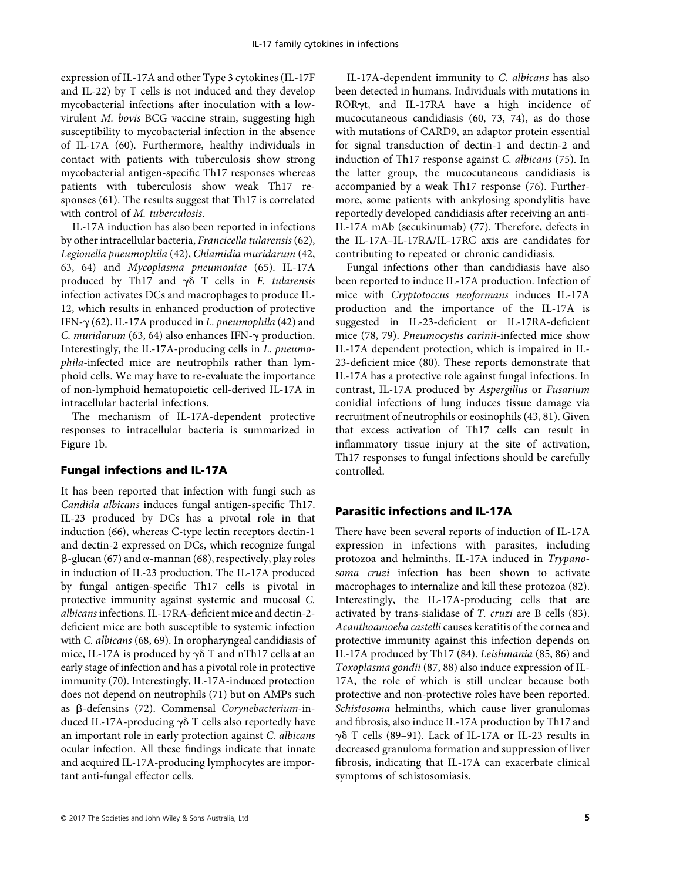expression of IL-17A and other Type 3 cytokines (IL-17F and IL-22) by T cells is not induced and they develop mycobacterial infections after inoculation with a low-virulent *M. bovis* BCG vaccine strain, suggesting high susceptibility to mycobacterial infection in the absence of IL-17A (60). Furthermore, healthy individuals in contact with patients with tuberculosis show strong mycobacterial antigen-specific Th17 responses whereas patients with tuberculosis show weak Th17 responses (61). The results suggest that Th17 is correlated with control of *M. tuberculosis*.

IL-17A induction has also been reported in infections by other intracellular bacteria, *Francicella tularensis* (62), *Legionella pneumophila* (42), *Chlamidia muridarum* (42, 63, 64) and *Mycoplasma pneumoniae* (65). IL-17A produced by Th17 and γδ T cells in *F. tularensis* infection activates DCs and macrophages to produce IL-12, which results in enhanced production of protective IFN-γ (62). IL-17A produced in *L. pneumophila* (42) and *C. muridarum* (63, 64) also enhances IFN-γ production. Interestingly, the IL-17A-producing cells in *L. pneumophila*-infected mice are neutrophils rather than lymphoid cells. We may have to re-evaluate the importance of non-lymphoid hematopoietic cell-derived IL-17A in intracellular bacterial infections.

The mechanism of IL-17A-dependent protective responses to intracellular bacteria is summarized in Figure 1b.

## Fungal infections and IL-17A

It has been reported that infection with fungi such as *Candida albicans* induces fungal antigen-specific Th17. IL-23 produced by DCs has a pivotal role in that induction (66), whereas C-type lectin receptors dectin-1 and dectin-2 expressed on DCs, which recognize fungal β-glucan (67) and α-mannan (68), respectively, play roles in induction of IL-23 production. The IL-17A produced by fungal antigen-specific Th17 cells is pivotal in protective immunity against systemic and mucosal *C. albicans* infections. IL-17RA-deficient mice and dectin-2-deficient mice are both susceptible to systemic infection with *C. albicans* (68, 69). In oropharyngeal candidiasis of mice, IL-17A is produced by γδ T and nTh17 cells at an early stage of infection and has a pivotal role in protective immunity (70). Interestingly, IL-17A-induced protection does not depend on neutrophils (71) but on AMPs such as β-defensins (72). Commensal *Corynebacterium*-induced IL-17A-producing γδ T cells also reportedly have an important role in early protection against *C. albicans* ocular infection. All these findings indicate that innate and acquired IL-17A-producing lymphocytes are important anti-fungal effector cells.

IL-17A-dependent immunity to *C. albicans* has also been detected in humans. Individuals with mutations in RORγt, and IL-17RA have a high incidence of mucocutaneous candidiasis (60, 73, 74), as do those with mutations of CARD9, an adaptor protein essential for signal transduction of dectin-1 and dectin-2 and induction of Th17 response against *C. albicans* (75). In the latter group, the mucocutaneous candidiasis is accompanied by a weak Th17 response (76). Furthermore, some patients with ankylosing spondylitis have reportedly developed candidiasis after receiving an anti-IL-17A mAb (secukinumab) (77). Therefore, defects in the IL-17A–IL-17RA/IL-17RC axis are candidates for contributing to repeated or chronic candidiasis.

Fungal infections other than candidiasis have also been reported to induce IL-17A production. Infection of mice with *Cryptotoccus neoformans* induces IL-17A production and the importance of the IL-17A is suggested in IL-23-deficient or IL-17RA-deficient mice (78, 79). *Pneumocystis carinii*-infected mice show IL-17A dependent protection, which is impaired in IL-23-deficient mice (80). These reports demonstrate that IL-17A has a protective role against fungal infections. In contrast, IL-17A produced by *Aspergillus* or *Fusarium* conidial infections of lung induces tissue damage via recruitment of neutrophils or eosinophils (43, 81). Given that excess activation of Th17 cells can result in inflammatory tissue injury at the site of activation, Th17 responses to fungal infections should be carefully controlled.

## Parasitic infections and IL-17A

There have been several reports of induction of IL-17A expression in infections with parasites, including protozoa and helminths. IL-17A induced in *Trypanosoma cruzi* infection has been shown to activate macrophages to internalize and kill these protozoa (82). Interestingly, the IL-17A-producing cells that are activated by trans-sialidase of *T. cruzi* are B cells (83). *Acanthoamoeba castelli* causes keratitis of the cornea and protective immunity against this infection depends on IL-17A produced by Th17 (84). *Leishmania* (85, 86) and *Toxoplasma gondii* (87, 88) also induce expression of IL-17A, the role of which is still unclear because both protective and non-protective roles have been reported. *Schistosoma* helminths, which cause liver granulomas and fibrosis, also induce IL-17A production by Th17 and γδ T cells (89–91). Lack of IL-17A or IL-23 results in decreased granuloma formation and suppression of liver fibrosis, indicating that IL-17A can exacerbate clinical symptoms of schistosomiasis.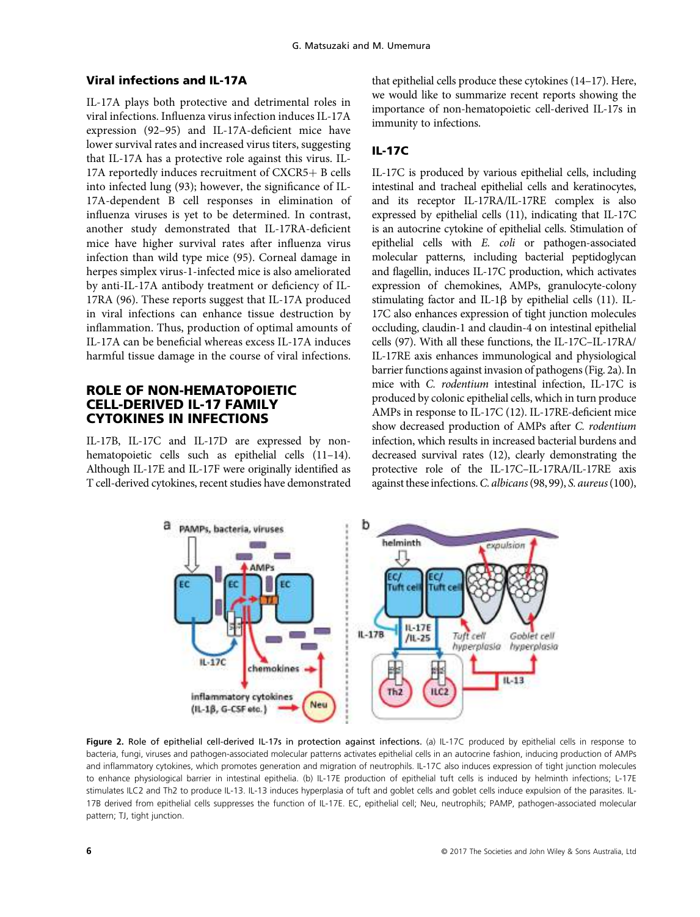## Viral infections and IL-17A

IL-17A plays both protective and detrimental roles in viral infections. Influenza virus infection induces IL-17A expression (92–95) and IL-17A-deficient mice have lower survival rates and increased virus titers, suggesting that IL-17A has a protective role against this virus. IL-17A reportedly induces recruitment of CXCR5+ B cells into infected lung (93); however, the significance of IL-17A-dependent B cell responses in elimination of influenza viruses is yet to be determined. In contrast, another study demonstrated that IL-17RA-deficient mice have higher survival rates after influenza virus infection than wild type mice (95). Corneal damage in herpes simplex virus-1-infected mice is also ameliorated by anti-IL-17A antibody treatment or deficiency of IL-17RA (96). These reports suggest that IL-17A produced in viral infections can enhance tissue destruction by inflammation. Thus, production of optimal amounts of IL-17A can be beneficial whereas excess IL-17A induces harmful tissue damage in the course of viral infections.

## ROLE OF NON-HEMATOPOIETIC CELL-DERIVED IL-17 FAMILY CYTOKINES IN INFECTIONS

IL-17B, IL-17C and IL-17D are expressed by non-hematopoietic cells such as epithelial cells (11–14). Although IL-17E and IL-17F were originally identified as T cell-derived cytokines, recent studies have demonstrated that epithelial cells produce these cytokines (14–17). Here, we would like to summarize recent reports showing the importance of non-hematopoietic cell-derived IL-17s in immunity to infections.

## IL-17C

IL-17C is produced by various epithelial cells, including intestinal and tracheal epithelial cells and keratinocytes, and its receptor IL-17RA/IL-17RE complex is also expressed by epithelial cells (11), indicating that IL-17C is an autocrine cytokine of epithelial cells. Stimulation of epithelial cells with *E. coli* or pathogen-associated molecular patterns, including bacterial peptidoglycan and flagellin, induces IL-17C production, which activates expression of chemokines, AMPs, granulocyte-colony stimulating factor and IL-1β by epithelial cells (11). IL-17C also enhances expression of tight junction molecules occluding, claudin-1 and claudin-4 on intestinal epithelial cells (97). With all these functions, the IL-17C–IL-17RA/IL-17RE axis enhances immunological and physiological barrier functions against invasion of pathogens (Fig. 2a). In mice with *C. rodentium* intestinal infection, IL-17C is produced by colonic epithelial cells, which in turn produce AMPs in response to IL-17C (12). IL-17RE-deficient mice show decreased production of AMPs after *C. rodentium* infection, which results in increased bacterial burdens and decreased survival rates (12), clearly demonstrating the protective role of the IL-17C–IL-17RA/IL-17RE axis against these infections. *C. albicans* (98,99), *S. aureus* (100),

**Figure 2.** **Role of epithelial cell-derived IL-17s in protection against infections.** (a) IL-17C produced by epithelial cells in response to bacteria, fungi, viruses and pathogen-associated molecular patterns activates epithelial cells in an autocrine fashion, inducing production of AMPs and inflammatory cytokines, which promotes generation and migration of neutrophils. IL-17C also induces expression of tight junction molecules to enhance physiological barrier in intestinal epithelia. (b) IL-17E production of epithelial tuft cells is induced by helminth infections; L-17E stimulates ILC2 and Th2 to produce IL-13. IL-13 induces hyperplasia of tuft and goblet cells and goblet cells induce expulsion of the parasites. IL-17B derived from epithelial cells suppresses the function of IL-17E. EC, epithelial cell; Neu, neutrophils; PAMP, pathogen-associated molecular pattern; TJ, tight junction.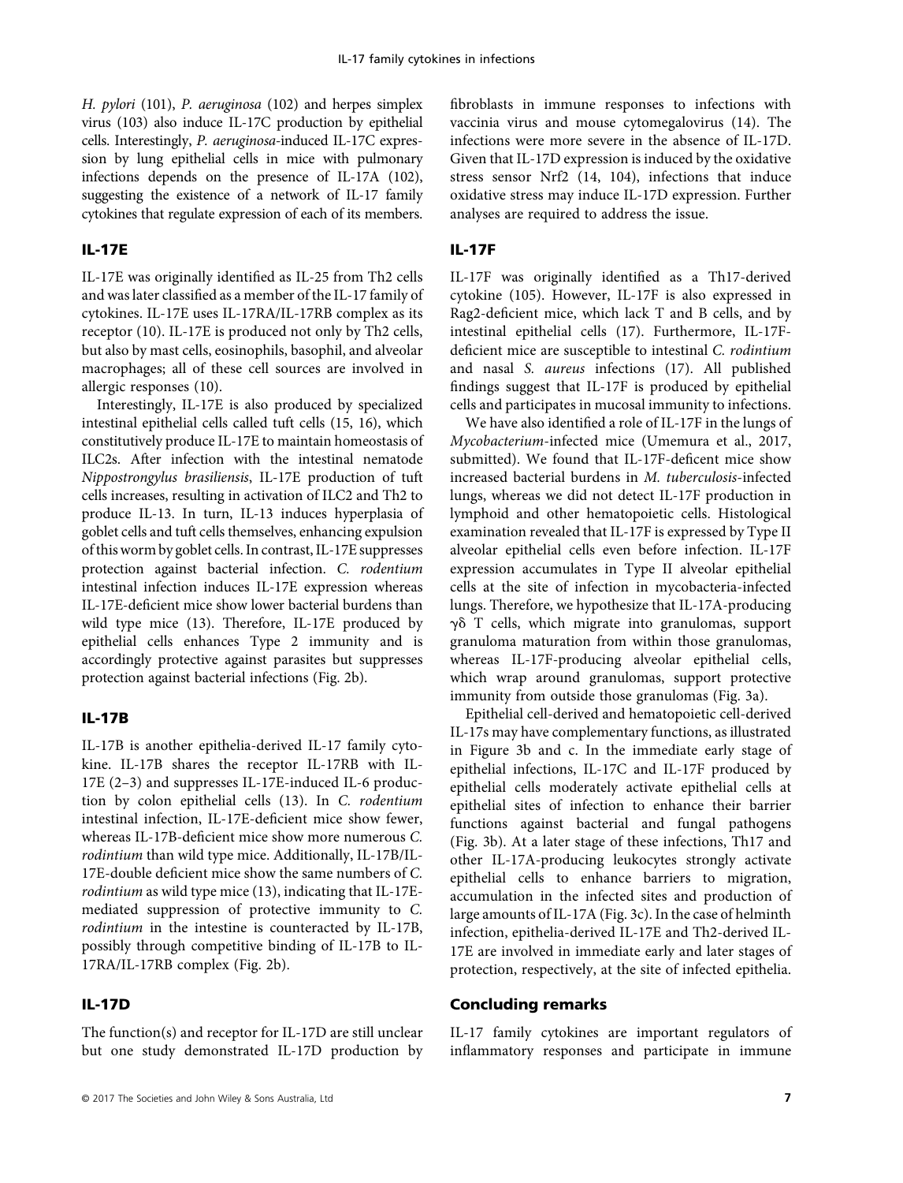*H. pylori* (101), *P. aeruginosa* (102) and herpes simplex virus (103) also induce IL-17C production by epithelial cells. Interestingly, *P. aeruginosa*-induced IL-17C expression by lung epithelial cells in mice with pulmonary infections depends on the presence of IL-17A (102), suggesting the existence of a network of IL-17 family cytokines that regulate expression of each of its members.

## IL-17E

IL-17E was originally identified as IL-25 from Th2 cells and was later classified as a member of the IL-17 family of cytokines. IL-17E uses IL-17RA/IL-17RB complex as its receptor (10). IL-17E is produced not only by Th2 cells, but also by mast cells, eosinophils, basophil, and alveolar macrophages; all of these cell sources are involved in allergic responses (10).

Interestingly, IL-17E is also produced by specialized intestinal epithelial cells called tuft cells (15, 16), which constitutively produce IL-17E to maintain homeostasis of ILC2s. After infection with the intestinal nematode *Nippostrongylus brasiliensis*, IL-17E production of tuft cells increases, resulting in activation of ILC2 and Th2 to produce IL-13. In turn, IL-13 induces hyperplasia of goblet cells and tuft cells themselves, enhancing expulsion of this worm by goblet cells. In contrast, IL-17E suppresses protection against bacterial infection. *C. rodentium* intestinal infection induces IL-17E expression whereas IL-17E-deficient mice show lower bacterial burdens than wild type mice (13). Therefore, IL-17E produced by epithelial cells enhances Type 2 immunity and is accordingly protective against parasites but suppresses protection against bacterial infections (Fig. 2b).

## IL-17B

IL-17B is another epithelia-derived IL-17 family cytokine. IL-17B shares the receptor IL-17RB with IL-17E (2–3) and suppresses IL-17E-induced IL-6 production by colon epithelial cells (13). In *C. rodentium* intestinal infection, IL-17E-deficient mice show fewer, whereas IL-17B-deficient mice show more numerous *C. rodintium* than wild type mice. Additionally, IL-17B/IL-17E-double deficient mice show the same numbers of *C. rodintium* as wild type mice (13), indicating that IL-17E-mediated suppression of protective immunity to *C. rodintium* in the intestine is counteracted by IL-17B, possibly through competitive binding of IL-17B to IL-17RA/IL-17RB complex (Fig. 2b).

## IL-17D

The function(s) and receptor for IL-17D are still unclear but one study demonstrated IL-17D production by fibroblasts in immune responses to infections with vaccinia virus and mouse cytomegalovirus (14). The infections were more severe in the absence of IL-17D. Given that IL-17D expression is induced by the oxidative stress sensor Nrf2 (14, 104), infections that induce oxidative stress may induce IL-17D expression. Further analyses are required to address the issue.

## IL-17F

IL-17F was originally identified as a Th17-derived cytokine (105). However, IL-17F is also expressed in Rag2-deficient mice, which lack T and B cells, and by intestinal epithelial cells (17). Furthermore, IL-17F-deficient mice are susceptible to intestinal *C. rodintium* and nasal *S. aureus* infections (17). All published findings suggest that IL-17F is produced by epithelial cells and participates in mucosal immunity to infections.

We have also identified a role of IL-17F in the lungs of *Mycobacterium*-infected mice (Umemura et al., 2017, submitted). We found that IL-17F-deficent mice show increased bacterial burdens in *M. tuberculosis*-infected lungs, whereas we did not detect IL-17F production in lymphoid and other hematopoietic cells. Histological examination revealed that IL-17F is expressed by Type II alveolar epithelial cells even before infection. IL-17F expression accumulates in Type II alveolar epithelial cells at the site of infection in mycobacteria-infected lungs. Therefore, we hypothesize that IL-17A-producing γδ T cells, which migrate into granulomas, support granuloma maturation from within those granulomas, whereas IL-17F-producing alveolar epithelial cells, which wrap around granulomas, support protective immunity from outside those granulomas (Fig. 3a).

Epithelial cell-derived and hematopoietic cell-derived IL-17s may have complementary functions, as illustrated in Figure 3b and c. In the immediate early stage of epithelial infections, IL-17C and IL-17F produced by epithelial cells moderately activate epithelial cells at epithelial sites of infection to enhance their barrier functions against bacterial and fungal pathogens (Fig. 3b). At a later stage of these infections, Th17 and other IL-17A-producing leukocytes strongly activate epithelial cells to enhance barriers to migration, accumulation in the infected sites and production of large amounts of IL-17A (Fig. 3c). In the case of helminth infection, epithelia-derived IL-17E and Th2-derived IL-17E are involved in immediate early and later stages of protection, respectively, at the site of infected epithelia.

## Concluding remarks

IL-17 family cytokines are important regulators of inflammatory responses and participate in immune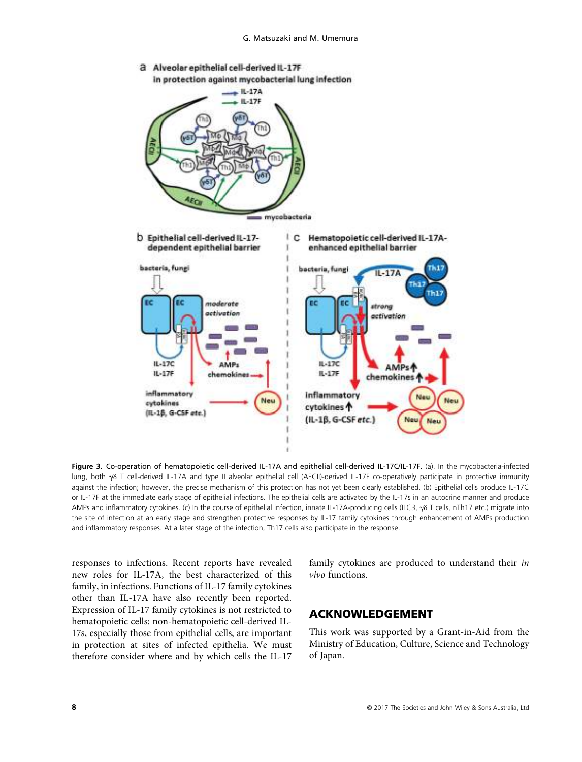**Figure 3.** Co-operation of hematopoietic cell-derived IL-17A and epithelial cell-derived IL-17C/IL-17F. (a). In the mycobacteria-infected lung, both γδ T cell-derived IL-17A and type II alveolar epithelial cell (AECII)-derived IL-17F co-operatively participate in protective immunity against the infection; however, the precise mechanism of this protection has not yet been clearly established. (b) Epithelial cells produce IL-17C or IL-17F at the immediate early stage of epithelial infections. The epithelial cells are activated by the IL-17s in an autocrine manner and produce AMPs and inflammatory cytokines. (c) In the course of epithelial infection, innate IL-17A-producing cells (ILC3, γδ T cells, nTh17 etc.) migrate into the site of infection at an early stage and strengthen protective responses by IL-17 family cytokines through enhancement of AMPs production and inflammatory responses. At a later stage of the infection, Th17 cells also participate in the response.

responses to infections. Recent reports have revealed new roles for IL-17A, the best characterized of this family, in infections. Functions of IL-17 family cytokines other than IL-17A have also recently been reported. Expression of IL-17 family cytokines is not restricted to hematopoietic cells: non-hematopoietic cell-derived IL-17s, especially those from epithelial cells, are important in protection at sites of infected epithelia. We must therefore consider where and by which cells the IL-17 family cytokines are produced to understand their *in vivo* functions.

## ACKNOWLEDGEMENT

This work was supported by a Grant-in-Aid from the Ministry of Education, Culture, Science and Technology of Japan.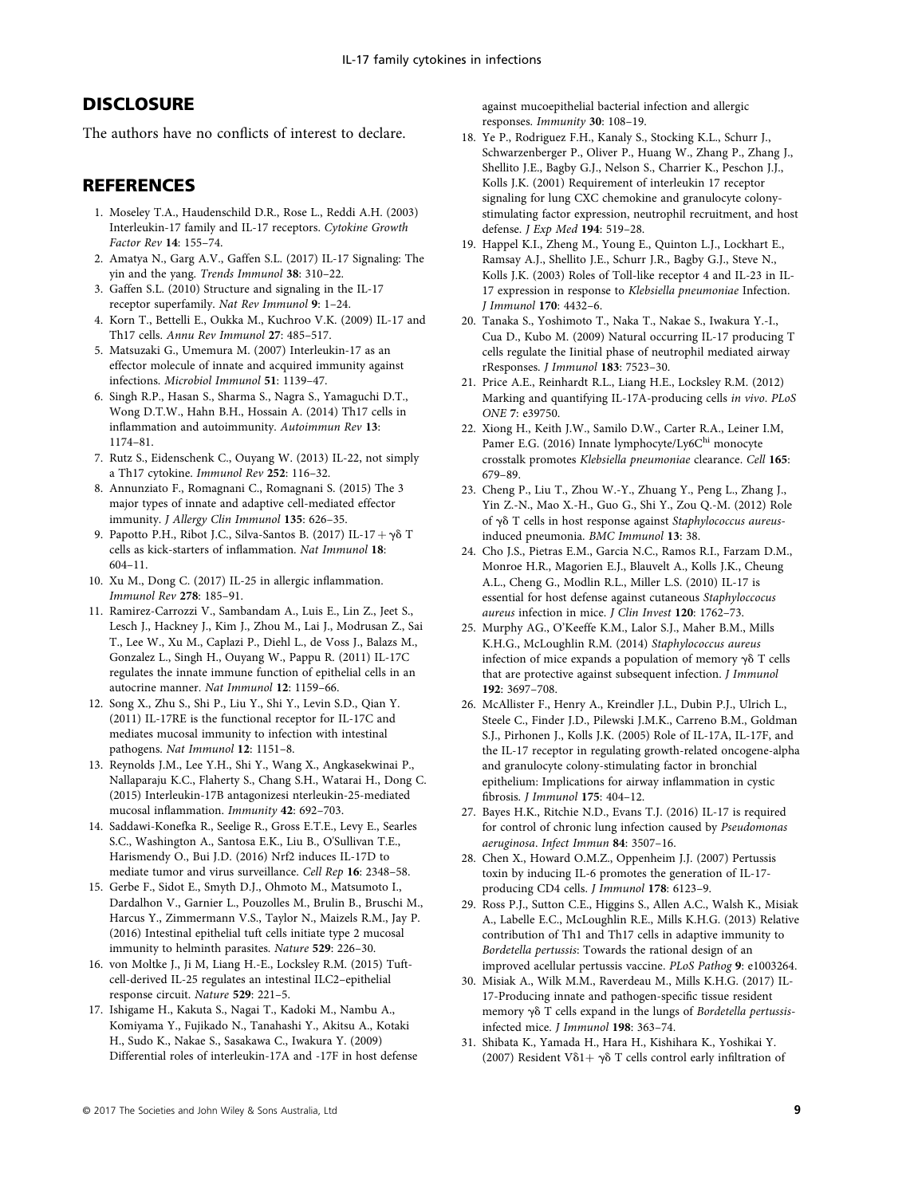## DISCLOSURE

The authors have no conflicts of interest to declare.

## REFERENCES

1. Moseley T.A., Haudenschild D.R., Rose L., Reddi A.H. (2003) Interleukin-17 family and IL-17 receptors. *Cytokine Growth Factor Rev* **14**: 155–74.
2. Amatya N., Garg A.V., Gaffen S.L. (2017) IL-17 Signaling: The yin and the yang. *Trends Immunol* **38**: 310–22.
3. Gaffen S.L. (2010) Structure and signaling in the IL-17 receptor superfamily. *Nat Rev Immunol* **9**: 1–24.
4. Korn T., Bettelli E., Oukka M., Kuchroo V.K. (2009) IL-17 and Th17 cells. *Annu Rev Immunol* **27**: 485–517.
5. Matsuzaki G., Umemura M. (2007) Interleukin-17 as an effector molecule of innate and acquired immunity against infections. *Microbiol Immunol* **51**: 1139–47.
6. Singh R.P., Hasan S., Sharma S., Nagra S., Yamaguchi D.T., Wong D.T.W., Hahn B.H., Hossain A. (2014) Th17 cells in inflammation and autoimmunity. *Autoimmun Rev* **13**: 1174–81.
7. Rutz S., Eidenschenk C., Ouyang W. (2013) IL-22, not simply a Th17 cytokine. *Immunol Rev* **252**: 116–32.
8. Annunziato F., Romagnani C., Romagnani S. (2015) The 3 major types of innate and adaptive cell-mediated effector immunity. *J Allergy Clin Immunol* **135**: 626–35.
9. Papotto P.H., Ribot J.C., Silva-Santos B. (2017) IL-17 + γδ T cells as kick-starters of inflammation. *Nat Immunol* **18**: 604–11.
10. Xu M., Dong C. (2017) IL-25 in allergic inflammation. *Immunol Rev* **278**: 185–91.
11. Ramirez-Carrozzi V., Sambandam A., Luis E., Lin Z., Jeet S., Lesch J., Hackney J., Kim J., Zhou M., Lai J., Modrusan Z., Sai T., Lee W., Xu M., Caplazi P., Diehl L., de Voss J., Balazs M., Gonzalez L., Singh H., Ouyang W., Pappu R. (2011) IL-17C regulates the innate immune function of epithelial cells in an autocrine manner. *Nat Immunol* **12**: 1159–66.
12. Song X., Zhu S., Shi P., Liu Y., Shi Y., Levin S.D., Qian Y. (2011) IL-17RE is the functional receptor for IL-17C and mediates mucosal immunity to infection with intestinal pathogens. *Nat Immunol* **12**: 1151–8.
13. Reynolds J.M., Lee Y.H., Shi Y., Wang X., Angkasekwinai P., Nallaparaju K.C., Flaherty S., Chang S.H., Watarai H., Dong C. (2015) Interleukin-17B antagonizesi nterleukin-25-mediated mucosal inflammation. *Immunity* **42**: 692–703.
14. Saddawi-Konefka R., Seelige R., Gross E.T.E., Levy E., Searles S.C., Washington A., Santosa E.K., Liu B., O'Sullivan T.E., Harismendy O., Bui J.D. (2016) Nrf2 induces IL-17D to mediate tumor and virus surveillance. *Cell Rep* **16**: 2348–58.
15. Gerbe F., Sidot E., Smyth D.J., Ohmoto M., Matsumoto I., Dardalhon V., Garnier L., Pouzolles M., Brulin B., Bruschi M., Harcus Y., Zimmermann V.S., Taylor N., Maizels R.M., Jay P. (2016) Intestinal epithelial tuft cells initiate type 2 mucosal immunity to helminth parasites. *Nature* **529**: 226–30.
16. von Moltke J., Ji M, Liang H.-E., Locksley R.M. (2015) Tuft-cell-derived IL-25 regulates an intestinal ILC2–epithelial response circuit. *Nature* **529**: 221–5.
17. Ishigame H., Kakuta S., Nagai T., Kadoki M., Nambu A., Komiyama Y., Fujikado N., Tanahashi Y., Akitsu A., Kotaki H., Sudo K., Nakae S., Sasakawa C., Iwakura Y. (2009) Differential roles of interleukin-17A and -17F in host defense against mucoepithelial bacterial infection and allergic responses. *Immunity* **30**: 108–19.
18. Ye P., Rodriguez F.H., Kanaly S., Stocking K.L., Schurr J., Schwarzenberger P., Oliver P., Huang W., Zhang P., Zhang J., Shellito J.E., Bagby G.J., Nelson S., Charrier K., Peschon J.J., Kolls J.K. (2001) Requirement of interleukin 17 receptor signaling for lung CXC chemokine and granulocyte colony-stimulating factor expression, neutrophil recruitment, and host defense. *J Exp Med* **194**: 519–28.
19. Happel K.I., Zheng M., Young E., Quinton L.J., Lockhart E., Ramsay A.J., Shellito J.E., Schurr J.R., Bagby G.J., Steve N., Kolls J.K. (2003) Roles of Toll-like receptor 4 and IL-23 in IL-17 expression in response to *Klebsiella pneumoniae* Infection. *J Immunol* **170**: 4432–6.
20. Tanaka S., Yoshimoto T., Naka T., Nakae S., Iwakura Y.-I., Cua D., Kubo M. (2009) Natural occurring IL-17 producing T cells regulate the Iinitial phase of neutrophil mediated airway rResponses. *J Immunol* **183**: 7523–30.
21. Price A.E., Reinhardt R.L., Liang H.E., Locksley R.M. (2012) Marking and quantifying IL-17A-producing cells *in vivo*. *PLoS ONE* **7**: e39750.
22. Xiong H., Keith J.W., Samilo D.W., Carter R.A., Leiner I.M, Pamer E.G. (2016) Innate lymphocyte/Ly6C$^{hi}$ monocyte crosstalk promotes *Klebsiella pneumoniae* clearance. *Cell* **165**: 679–89.
23. Cheng P., Liu T., Zhou W.-Y., Zhuang Y., Peng L., Zhang J., Yin Z.-N., Mao X.-H., Guo G., Shi Y., Zou Q.-M. (2012) Role of γδ T cells in host response against *Staphylococcus aureus*-induced pneumonia. *BMC Immunol* **13**: 38.
24. Cho J.S., Pietras E.M., Garcia N.C., Ramos R.I., Farzam D.M., Monroe H.R., Magorien E.J., Blauvelt A., Kolls J.K., Cheung A.L., Cheng G., Modlin R.L., Miller L.S. (2010) IL-17 is essential for host defense against cutaneous *Staphyloccocus aureus* infection in mice. *J Clin Invest* **120**: 1762–73.
25. Murphy AG., O'Keeffe K.M., Lalor S.J., Maher B.M., Mills K.H.G., McLoughlin R.M. (2014) *Staphylococcus aureus* infection of mice expands a population of memory γδ T cells that are protective against subsequent infection. *J Immunol* **192**: 3697–708.
26. McAllister F., Henry A., Kreindler J.L., Dubin P.J., Ulrich L., Steele C., Finder J.D., Pilewski J.M.K., Carreno B.M., Goldman S.J., Pirhonen J., Kolls J.K. (2005) Role of IL-17A, IL-17F, and the IL-17 receptor in regulating growth-related oncogene-alpha and granulocyte colony-stimulating factor in bronchial epithelium: Implications for airway inflammation in cystic fibrosis. *J Immunol* **175**: 404–12.
27. Bayes H.K., Ritchie N.D., Evans T.J. (2016) IL-17 is required for control of chronic lung infection caused by *Pseudomonas aeruginosa*. *Infect Immun* **84**: 3507–16.
28. Chen X., Howard O.M.Z., Oppenheim J.J. (2007) Pertussis toxin by inducing IL-6 promotes the generation of IL-17-producing CD4 cells. *J Immunol* **178**: 6123–9.
29. Ross P.J., Sutton C.E., Higgins S., Allen A.C., Walsh K., Misiak A., Labelle E.C., McLoughlin R.E., Mills K.H.G. (2013) Relative contribution of Th1 and Th17 cells in adaptive immunity to *Bordetella pertussis*: Towards the rational design of an improved acellular pertussis vaccine. *PLoS Pathog* **9**: e1003264.
30. Misiak A., Wilk M.M., Raverdeau M., Mills K.H.G. (2017) IL-17-Producing innate and pathogen-specific tissue resident memory γδ T cells expand in the lungs of *Bordetella pertussis*-infected mice. *J Immunol* **198**: 363–74.
31. Shibata K., Yamada H., Hara H., Kishihara K., Yoshikai Y. (2007) Resident Vδ1+ γδ T cells control early infiltration of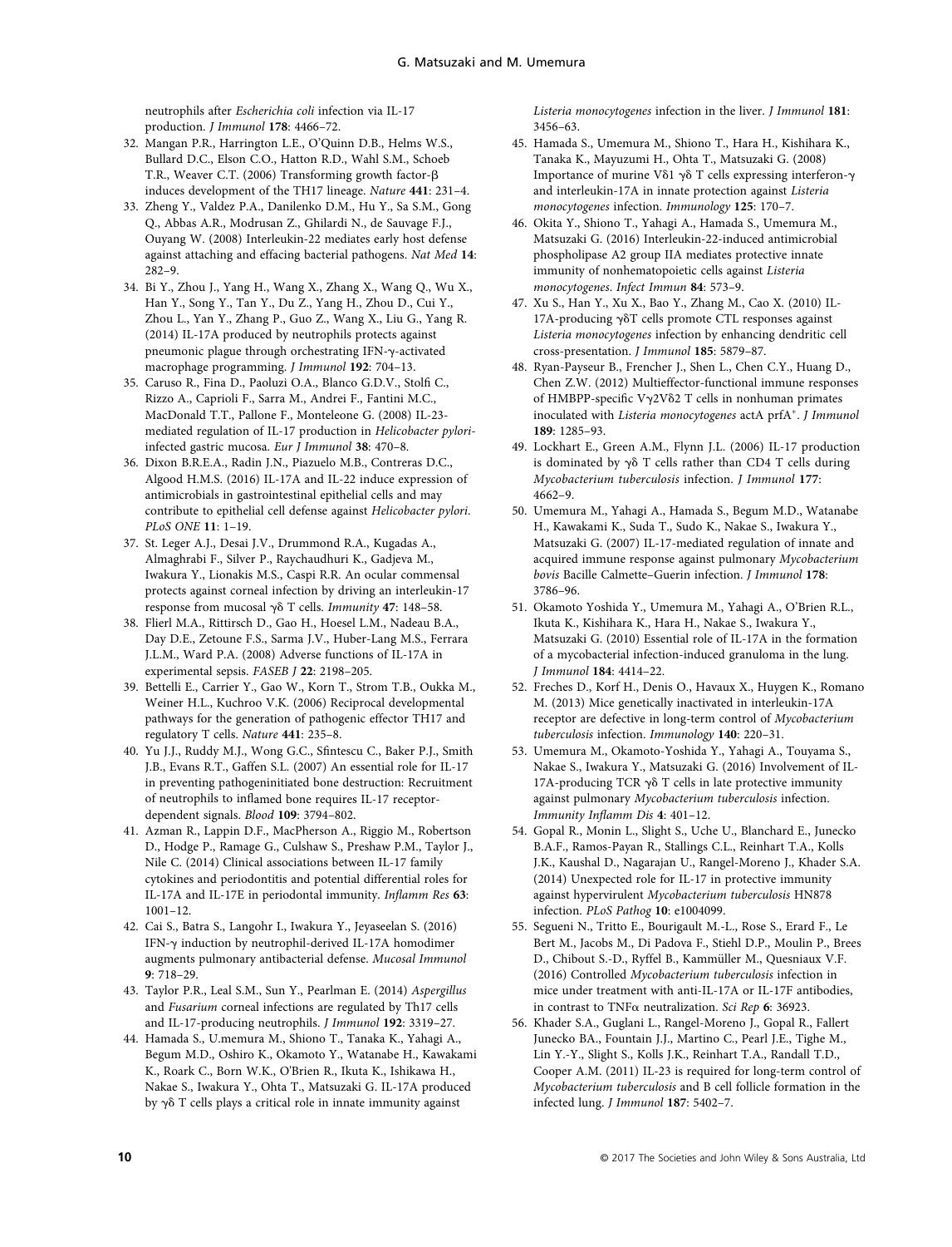neutrophils after *Escherichia coli* infection via IL-17 production. *J Immunol* **178**: 4466–72.

32. Mangan P.R., Harrington L.E., O'Quinn D.B., Helms W.S., Bullard D.C., Elson C.O., Hatton R.D., Wahl S.M., Schoeb T.R., Weaver C.T. (2006) Transforming growth factor-β induces development of the TH17 lineage. *Nature* **441**: 231–4.
33. Zheng Y., Valdez P.A., Danilenko D.M., Hu Y., Sa S.M., Gong Q., Abbas A.R., Modrusan Z., Ghilardi N., de Sauvage F.J., Ouyang W. (2008) Interleukin-22 mediates early host defense against attaching and effacing bacterial pathogens. *Nat Med* **14**: 282–9.
34. Bi Y., Zhou J., Yang H., Wang X., Zhang X., Wang Q., Wu X., Han Y., Song Y., Tan Y., Du Z., Yang H., Zhou D., Cui Y., Zhou L., Yan Y., Zhang P., Guo Z., Wang X., Liu G., Yang R. (2014) IL-17A produced by neutrophils protects against pneumonic plague through orchestrating IFN-γ-activated macrophage programming. *J Immunol* **192**: 704–13.
35. Caruso R., Fina D., Paoluzi O.A., Blanco G.D.V., Stolfi C., Rizzo A., Caprioli F., Sarra M., Andrei F., Fantini M.C., MacDonald T.T., Pallone F., Monteleone G. (2008) IL-23-mediated regulation of IL-17 production in *Helicobacter pylori*-infected gastric mucosa. *Eur J Immunol* **38**: 470–8.
36. Dixon B.R.E.A., Radin J.N., Piazuelo M.B., Contreras D.C., Algood H.M.S. (2016) IL-17A and IL-22 induce expression of antimicrobials in gastrointestinal epithelial cells and may contribute to epithelial cell defense against *Helicobacter pylori*. *PLoS ONE* **11**: 1–19.
37. St. Leger A.J., Desai J.V., Drummond R.A., Kugadas A., Almaghrabi F., Silver P., Raychaudhuri K., Gadjeva M., Iwakura Y., Lionakis M.S., Caspi R.R. An ocular commensal protects against corneal infection by driving an interleukin-17 response from mucosal γδ T cells. *Immunity* **47**: 148–58.
38. Flierl M.A., Rittirsch D., Gao H., Hoesel L.M., Nadeau B.A., Day D.E., Zetoune F.S., Sarma J.V., Huber-Lang M.S., Ferrara J.L.M., Ward P.A. (2008) Adverse functions of IL-17A in experimental sepsis. *FASEB J* **22**: 2198–205.
39. Bettelli E., Carrier Y., Gao W., Korn T., Strom T.B., Oukka M., Weiner H.L., Kuchroo V.K. (2006) Reciprocal developmental pathways for the generation of pathogenic effector TH17 and regulatory T cells. *Nature* **441**: 235–8.
40. Yu J.J., Ruddy M.J., Wong G.C., Sfintescu C., Baker P.J., Smith J.B., Evans R.T., Gaffen S.L. (2007) An essential role for IL-17 in preventing pathogeninitiated bone destruction: Recruitment of neutrophils to inflamed bone requires IL-17 receptor-dependent signals. *Blood* **109**: 3794–802.
41. Azman R., Lappin D.F., MacPherson A., Riggio M., Robertson D., Hodge P., Ramage G., Culshaw S., Preshaw P.M., Taylor J., Nile C. (2014) Clinical associations between IL-17 family cytokines and periodontitis and potential differential roles for IL-17A and IL-17E in periodontal immunity. *Inflamm Res* **63**: 1001–12.
42. Cai S., Batra S., Langohr I., Iwakura Y., Jeyaseelan S. (2016) IFN-γ induction by neutrophil-derived IL-17A homodimer augments pulmonary antibacterial defense. *Mucosal Immunol* **9**: 718–29.
43. Taylor P.R., Leal S.M., Sun Y., Pearlman E. (2014) *Aspergillus* and *Fusarium* corneal infections are regulated by Th17 cells and IL-17-producing neutrophils. *J Immunol* **192**: 3319–27.
44. Hamada S., U.memura M., Shiono T., Tanaka K., Yahagi A., Begum M.D., Oshiro K., Okamoto Y., Watanabe H., Kawakami K., Roark C., Born W.K., O'Brien R., Ikuta K., Ishikawa H., Nakae S., Iwakura Y., Ohta T., Matsuzaki G. IL-17A produced by γδ T cells plays a critical role in innate immunity against *Listeria monocytogenes* infection in the liver. *J Immunol* **181**: 3456–63.
45. Hamada S., Umemura M., Shiono T., Hara H., Kishihara K., Tanaka K., Mayuzumi H., Ohta T., Matsuzaki G. (2008) Importance of murine Vδ1 γδ T cells expressing interferon-γ and interleukin-17A in innate protection against *Listeria monocytogenes* infection. *Immunology* **125**: 170–7.
46. Okita Y., Shiono T., Yahagi A., Hamada S., Umemura M., Matsuzaki G. (2016) Interleukin-22-induced antimicrobial phospholipase A2 group IIA mediates protective innate immunity of nonhematopoietic cells against *Listeria monocytogenes*. *Infect Immun* **84**: 573–9.
47. Xu S., Han Y., Xu X., Bao Y., Zhang M., Cao X. (2010) IL-17A-producing γδT cells promote CTL responses against *Listeria monocytogenes* infection by enhancing dendritic cell cross-presentation. *J Immunol* **185**: 5879–87.
48. Ryan-Payseur B., Frencher J., Shen L., Chen C.Y., Huang D., Chen Z.W. (2012) Multieffector-functional immune responses of HMBPP-specific Vγ2Vδ2 T cells in nonhuman primates inoculated with *Listeria monocytogenes* actA prfA*. *J Immunol* **189**: 1285–93.
49. Lockhart E., Green A.M., Flynn J.L. (2006) IL-17 production is dominated by γδ T cells rather than CD4 T cells during *Mycobacterium tuberculosis* infection. *J Immunol* **177**: 4662–9.
50. Umemura M., Yahagi A., Hamada S., Begum M.D., Watanabe H., Kawakami K., Suda T., Sudo K., Nakae S., Iwakura Y., Matsuzaki G. (2007) IL-17-mediated regulation of innate and acquired immune response against pulmonary *Mycobacterium bovis* Bacille Calmette–Guerin infection. *J Immunol* **178**: 3786–96.
51. Okamoto Yoshida Y., Umemura M., Yahagi A., O'Brien R.L., Ikuta K., Kishihara K., Hara H., Nakae S., Iwakura Y., Matsuzaki G. (2010) Essential role of IL-17A in the formation of a mycobacterial infection-induced granuloma in the lung. *J Immunol* **184**: 4414–22.
52. Freches D., Korf H., Denis O., Havaux X., Huygen K., Romano M. (2013) Mice genetically inactivated in interleukin-17A receptor are defective in long-term control of *Mycobacterium tuberculosis* infection. *Immunology* **140**: 220–31.
53. Umemura M., Okamoto-Yoshida Y., Yahagi A., Touyama S., Nakae S., Iwakura Y., Matsuzaki G. (2016) Involvement of IL-17A-producing TCR γδ T cells in late protective immunity against pulmonary *Mycobacterium tuberculosis* infection. *Immunity Inflamm Dis* **4**: 401–12.
54. Gopal R., Monin L., Slight S., Uche U., Blanchard E., Junecko B.A.F., Ramos-Payan R., Stallings C.L., Reinhart T.A., Kolls J.K., Kaushal D., Nagarajan U., Rangel-Moreno J., Khader S.A. (2014) Unexpected role for IL-17 in protective immunity against hypervirulent *Mycobacterium tuberculosis* HN878 infection. *PLoS Pathog* **10**: e1004099.
55. Segueni N., Tritto E., Bourigault M.-L., Rose S., Erard F., Le Bert M., Jacobs M., Di Padova F., Stiehl D.P., Moulin P., Brees D., Chibout S.-D., Ryffel B., Kammüller M., Quesniaux V.F. (2016) Controlled *Mycobacterium tuberculosis* infection in mice under treatment with anti-IL-17A or IL-17F antibodies, in contrast to TNFα neutralization. *Sci Rep* **6**: 36923.
56. Khader S.A., Guglani L., Rangel-Moreno J., Gopal R., Fallert Junecko BA., Fountain J.J., Martino C., Pearl J.E., Tighe M., Lin Y.-Y., Slight S., Kolls J.K., Reinhart T.A., Randall T.D., Cooper A.M. (2011) IL-23 is required for long-term control of *Mycobacterium tuberculosis* and B cell follicle formation in the infected lung. *J Immunol* **187**: 5402–7.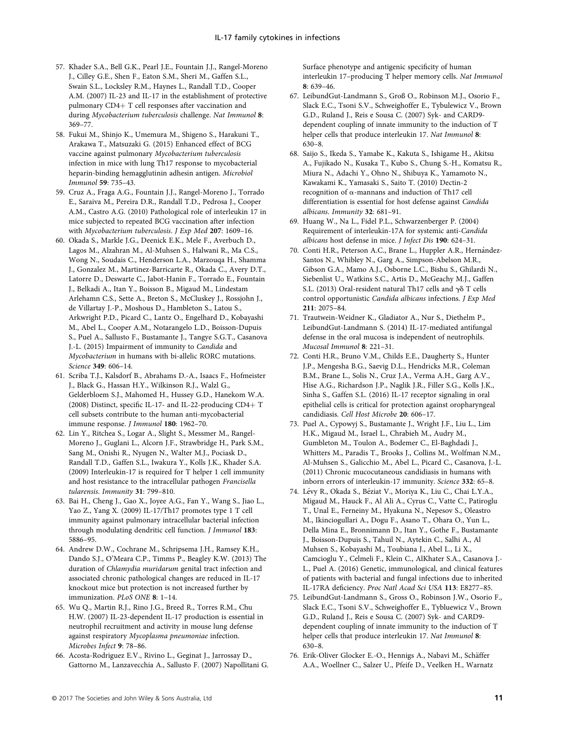57. Khader S.A., Bell G.K., Pearl J.E., Fountain J.J., Rangel-Moreno J., Cilley G.E., Shen F., Eaton S.M., Sheri M., Gaffen S.L., Swain S.L., Locksley R.M., Haynes L., Randall T.D., Cooper A.M. (2007) IL-23 and IL-17 in the establishment of protective pulmonary CD4+ T cell responses after vaccination and during *Mycobacterium tuberculosis* challenge. *Nat Immunol* **8**: 369–77.
58. Fukui M., Shinjo K., Umemura M., Shigeno S., Harakuni T., Arakawa T., Matsuzaki G. (2015) Enhanced effect of BCG vaccine against pulmonary *Mycobacterium tuberculosis* infection in mice with lung Th17 response to mycobacterial heparin-binding hemagglutinin adhesin antigen. *Microbiol Immunol* **59**: 735–43.
59. Cruz A., Fraga A.G., Fountain J.J., Rangel-Moreno J., Torrado E., Saraiva M., Pereira D.R., Randall T.D., Pedrosa J., Cooper A.M., Castro A.G. (2010) Pathological role of interleukin 17 in mice subjected to repeated BCG vaccination after infection with *Mycobacterium tuberculosis*. *J Exp Med* **207**: 1609–16.
60. Okada S., Markle J.G., Deenick E.K., Mele F., Averbuch D., Lagos M., Alzahran M., Al-Muhsen S., Halwani R., Ma C.S., Wong N., Soudais C., Henderson L.A., Marzouqa H., Shamma J., Gonzalez M., Martinez-Barricarte R., Okada C., Avery D.T., Latorre D., Deswarte C., Jabot-Hanin F., Torrado E., Fountain J., Belkadi A., Itan Y., Boisson B., Migaud M., Lindestam Arlehamn C.S., Sette A., Breton S., McCluskey J., Rossjohn J., de Villartay J.-P., Moshous D., Hambleton S., Latou S., Arkwright P.D., Picard C., Lantz O., Engelhard D., Kobayashi M., Abel L., Cooper A.M., Notarangelo L.D., Boisson-Dupuis S., Puel A., Sallusto F., Bustamante J., Tangye S.G.T., Casanova J.-L. (2015) Impairment of immunity to *Candida* and *Mycobacterium* in humans with bi-allelic RORC mutations. *Science* **349**: 606–14.
61. Scriba T.J., Kalsdorf B., Abrahams D.-A., Isaacs F., Hofmeister J., Black G., Hassan H.Y., Wilkinson R.J., Walzl G., Gelderbloem S.J., Mahomed H., Hussey G.D., Hanekom W.A. (2008) Distinct, specific IL-17- and IL-22-producing CD4+ T cell subsets contribute to the human anti-mycobacterial immune response. *J Immunol* **180**: 1962–70.
62. Lin Y., Ritchea S., Logar A., Slight S., Messmer M., Rangel-Moreno J., Guglani L., Alcorn J.F., Strawbridge H., Park S.M., Sang M., Onishi R., Nyugen N., Walter M.J., Pociask D., Randall T.D., Gaffen S.L., Iwakura Y., Kolls J.K., Khader S.A. (2009) Interleukin-17 is required for T helper 1 cell immunity and host resistance to the intracellular pathogen *Francisella tularensis*. *Immunity* **31**: 799–810.
63. Bai H., Cheng J., Gao X., Joyee A.G., Fan Y., Wang S., Jiao L., Yao Z., Yang X. (2009) IL-17/Th17 promotes type 1 T cell immunity against pulmonary intracellular bacterial infection through modulating dendritic cell function. *J Immunol* **183**: 5886–95.
64. Andrew D.W., Cochrane M., Schripsema J.H., Ramsey K.H., Dando S.J., O'Meara C.P., Timms P., Beagley K.W. (2013) The duration of *Chlamydia muridarum* genital tract infection and associated chronic pathological changes are reduced in IL-17 knockout mice but protection is not increased further by immunization. *PLoS ONE* **8**: 1–14.
65. Wu Q., Martin R.J., Rino J.G., Breed R., Torres R.M., Chu H.W. (2007) IL-23-dependent IL-17 production is essential in neutrophil recruitment and activity in mouse lung defense against respiratory *Mycoplasma pneumoniae* infection. *Microbes Infect* **9**: 78–86.
66. Acosta-Rodriguez E.V., Rivino L., Geginat J., Jarrossay D., Gattorno M., Lanzavecchia A., Sallusto F. (2007) Napollitani G. Surface phenotype and antigenic specificity of human interleukin 17–producing T helper memory cells. *Nat Immunol* **8**: 639–46.
67. LeibundGut-Landmann S., Groß O., Robinson M.J., Osorio F., Slack E.C., Tsoni S.V., Schweighoffer E., Tybulewicz V., Brown G.D., Ruland J., Reis e Sousa C. (2007) Syk- and CARD9-dependent coupling of innate immunity to the induction of T helper cells that produce interleukin 17. *Nat Immunol* **8**: 630–8.
68. Saijo S., Ikeda S., Yamabe K., Kakuta S., Ishigame H., Akitsu A., Fujikado N., Kusaka T., Kubo S., Chung S.-H., Komatsu R., Miura N., Adachi Y., Ohno N., Shibuya K., Yamamoto N., Kawakami K., Yamasaki S., Saito T. (2010) Dectin-2 recognition of α-mannans and induction of Th17 cell differentiation is essential for host defense against *Candida albicans*. *Immunity* **32**: 681–91.
69. Huang W., Na L., Fidel P.L., Schwarzenberger P. (2004) Requirement of interleukin-17A for systemic anti-*Candida albicans* host defense in mice. *J Infect Dis* **190**: 624–31.
70. Conti H.R., Peterson A.C., Brane L., Huppler A.R., Hernández-Santos N., Whibley N., Garg A., Simpson-Abelson M.R., Gibson G.A., Mamo A.J., Osborne L.C., Bishu S., Ghilardi N., Siebenlist U., Watkins S.C., Artis D., McGeachy M.J., Gaffen S.L. (2013) Oral-resident natural Th17 cells and γδ T cells control opportunistic *Candida albicans* infections. *J Exp Med* **211**: 2075–84.
71. Trautwein-Weidner K., Gladiator A., Nur S., Diethelm P., LeibundGut-Landmann S. (2014) IL-17-mediated antifungal defense in the oral mucosa is independent of neutrophils. *Mucosal Immunol* **8**: 221–31.
72. Conti H.R., Bruno V.M., Childs E.E., Daugherty S., Hunter J.P., Mengesha B.G., Saevig D.L., Hendricks M.R., Coleman B.M., Brane L., Solis N., Cruz J.A., Verma A.H., Garg A.V., Hise A.G., Richardson J.P., Naglik J.R., Filler S.G., Kolls J.K., Sinha S., Gaffen S.L. (2016) IL-17 receptor signaling in oral epithelial cells is critical for protection against oropharyngeal candidiasis. *Cell Host Microbe* **20**: 606–17.
73. Puel A., Cypowyj S., Bustamante J., Wright J.F., Liu L., Lim H.K., Migaud M., Israel L., Chrabieh M., Audry M., Gumbleton M., Toulon A., Bodemer C., El-Baghdadi J., Whitters M., Paradis T., Brooks J., Collins M., Wolfman N.M., Al-Muhsen S., Galicchio M., Abel L., Picard C., Casanova, J.-L. (2011) Chronic mucocutaneous candidiasis in humans with inborn errors of interleukin-17 immunity. *Science* **332**: 65–8.
74. Lévy R., Okada S., Béziat V., Moriya K., Liu C., Chai L.Y.A., Migaud M., Hauck F., Al Ali A., Cyrus C., Vatte C., Patiroglu T., Unal E., Ferneiny M., Hyakuna N., Nepesov S., Oleastro M., Ikinciogullari A., Dogu F., Asano T., Ohara O., Yun L., Della Mina E., Bronnimann D., Itan Y., Gothe F., Bustamante J., Boisson-Dupuis S., Tahuil N., Aytekin C., Salhi A., Al Muhsen S., Kobayashi M., Toubiana J., Abel L., Li X., Camcioglu Y., Celmeli F., Klein C., AlKhater S.A., Casanova J.-L., Puel A. (2016) Genetic, immunological, and clinical features of patients with bacterial and fungal infections due to inherited IL-17RA deficiency. *Proc Natl Acad Sci USA* **113**: E8277–85.
75. LeibundGut-Landmann S., Gross O., Robinson J.W., Osorio F., Slack E.C., Tsoni S.V., Schweighoffer E., Tybluewicz V., Brown G.D., Ruland J., Reis e Sousa C. (2007) Syk- and CARD9-dependent coupling of innate immunity to the induction of T helper cells that produce interleukin 17. *Nat Immunol* **8**: 630–8.
76. Erik-Oliver Glocker E.-O., Hennigs A., Nabavi M., Schäffer A.A., Woellner C., Salzer U., Pfeife D., Veelken H., Warnatz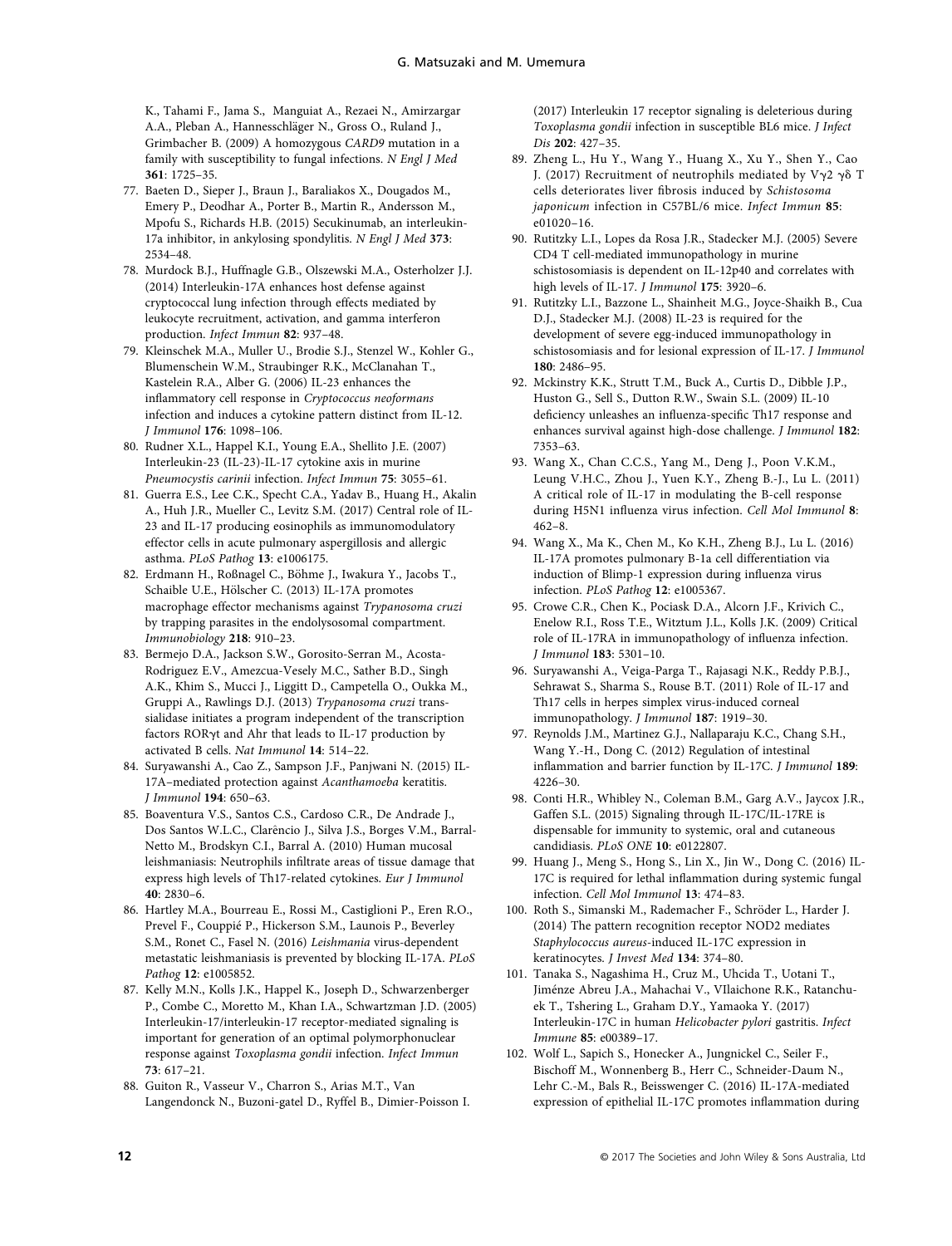K., Tahami F., Jama S., Manguiat A., Rezaei N., Amirzargar A.A., Pleban A., Hannesschläger N., Gross O., Ruland J., Grimbacher B. (2009) A homozygous *CARD9* mutation in a family with susceptibility to fungal infections. *N Engl J Med* **361**: 1725–35.

77. Baeten D., Sieper J., Braun J., Baraliakos X., Dougados M., Emery P., Deodhar A., Porter B., Martin R., Andersson M., Mpofu S., Richards H.B. (2015) Secukinumab, an interleukin-17a inhibitor, in ankylosing spondylitis. *N Engl J Med* **373**: 2534–48.
78. Murdock B.J., Huffnagle G.B., Olszewski M.A., Osterholzer J.J. (2014) Interleukin-17A enhances host defense against cryptococcal lung infection through effects mediated by leukocyte recruitment, activation, and gamma interferon production. *Infect Immun* **82**: 937–48.
79. Kleinschek M.A., Muller U., Brodie S.J., Stenzel W., Kohler G., Blumenschein W.M., Straubinger R.K., McClanahan T., Kastelein R.A., Alber G. (2006) IL-23 enhances the inflammatory cell response in *Cryptococcus neoformans* infection and induces a cytokine pattern distinct from IL-12. *J Immunol* **176**: 1098–106.
80. Rudner X.L., Happel K.I., Young E.A., Shellito J.E. (2007) Interleukin-23 (IL-23)-IL-17 cytokine axis in murine *Pneumocystis carinii* infection. *Infect Immun* **75**: 3055–61.
81. Guerra E.S., Lee C.K., Specht C.A., Yadav B., Huang H., Akalin A., Huh J.R., Mueller C., Levitz S.M. (2017) Central role of IL-23 and IL-17 producing eosinophils as immunomodulatory effector cells in acute pulmonary aspergillosis and allergic asthma. *PLoS Pathog* **13**: e1006175.
82. Erdmann H., Roßnagel C., Böhme J., Iwakura Y., Jacobs T., Schaible U.E., Hölscher C. (2013) IL-17A promotes macrophage effector mechanisms against *Trypanosoma cruzi* by trapping parasites in the endolysosomal compartment. *Immunobiology* **218**: 910–23.
83. Bermejo D.A., Jackson S.W., Gorosito-Serran M., Acosta-Rodriguez E.V., Amezcua-Vesely M.C., Sather B.D., Singh A.K., Khim S., Mucci J., Liggitt D., Campetella O., Oukka M., Gruppi A., Rawlings D.J. (2013) *Trypanosoma cruzi* trans-sialidase initiates a program independent of the transcription factors RORγt and Ahr that leads to IL-17 production by activated B cells. *Nat Immunol* **14**: 514–22.
84. Suryawanshi A., Cao Z., Sampson J.F., Panjwani N. (2015) IL-17A–mediated protection against *Acanthamoeba* keratitis. *J Immunol* **194**: 650–63.
85. Boaventura V.S., Santos C.S., Cardoso C.R., De Andrade J., Dos Santos W.L.C., Clarêncio J., Silva J.S., Borges V.M., Barral-Netto M., Brodskyn C.I., Barral A. (2010) Human mucosal leishmaniasis: Neutrophils infiltrate areas of tissue damage that express high levels of Th17-related cytokines. *Eur J Immunol* **40**: 2830–6.
86. Hartley M.A., Bourreau E., Rossi M., Castiglioni P., Eren R.O., Prevel F., Couppié P., Hickerson S.M., Launois P., Beverley S.M., Ronet C., Fasel N. (2016) *Leishmania* virus-dependent metastatic leishmaniasis is prevented by blocking IL-17A. *PLoS Pathog* **12**: e1005852.
87. Kelly M.N., Kolls J.K., Happel K., Joseph D., Schwarzenberger P., Combe C., Moretto M., Khan I.A., Schwartzman J.D. (2005) Interleukin-17/interleukin-17 receptor-mediated signaling is important for generation of an optimal polymorphonuclear response against *Toxoplasma gondii* infection. *Infect Immun* **73**: 617–21.
88. Guiton R., Vasseur V., Charron S., Arias M.T., Van Langendonck N., Buzoni-gatel D., Ryffel B., Dimier-Poisson I. (2017) Interleukin 17 receptor signaling is deleterious during *Toxoplasma gondii* infection in susceptible BL6 mice. *J Infect Dis* **202**: 427–35.
89. Zheng L., Hu Y., Wang Y., Huang X., Xu Y., Shen Y., Cao J. (2017) Recruitment of neutrophils mediated by Vγ2 γδ T cells deteriorates liver fibrosis induced by *Schistosoma japonicum* infection in C57BL/6 mice. *Infect Immun* **85**: e01020–16.
90. Rutitzky L.I., Lopes da Rosa J.R., Stadecker M.J. (2005) Severe CD4 T cell-mediated immunopathology in murine schistosomiasis is dependent on IL-12p40 and correlates with high levels of IL-17. *J Immunol* **175**: 3920–6.
91. Rutitzky L.I., Bazzone L., Shainheit M.G., Joyce-Shaikh B., Cua D.J., Stadecker M.J. (2008) IL-23 is required for the development of severe egg-induced immunopathology in schistosomiasis and for lesional expression of IL-17. *J Immunol* **180**: 2486–95.
92. Mckinstry K.K., Strutt T.M., Buck A., Curtis D., Dibble J.P., Huston G., Sell S., Dutton R.W., Swain S.L. (2009) IL-10 deficiency unleashes an influenza-specific Th17 response and enhances survival against high-dose challenge. *J Immunol* **182**: 7353–63.
93. Wang X., Chan C.C.S., Yang M., Deng J., Poon V.K.M., Leung V.H.C., Zhou J., Yuen K.Y., Zheng B.-J., Lu L. (2011) A critical role of IL-17 in modulating the B-cell response during H5N1 influenza virus infection. *Cell Mol Immunol* **8**: 462–8.
94. Wang X., Ma K., Chen M., Ko K.H., Zheng B.J., Lu L. (2016) IL-17A promotes pulmonary B-1a cell differentiation via induction of Blimp-1 expression during influenza virus infection. *PLoS Pathog* **12**: e1005367.
95. Crowe C.R., Chen K., Pociask D.A., Alcorn J.F., Krivich C., Enelow R.I., Ross T.E., Witztum J.L., Kolls J.K. (2009) Critical role of IL-17RA in immunopathology of influenza infection. *J Immunol* **183**: 5301–10.
96. Suryawanshi A., Veiga-Parga T., Rajasagi N.K., Reddy P.B.J., Sehrawat S., Sharma S., Rouse B.T. (2011) Role of IL-17 and Th17 cells in herpes simplex virus-induced corneal immunopathology. *J Immunol* **187**: 1919–30.
97. Reynolds J.M., Martinez G.J., Nallaparaju K.C., Chang S.H., Wang Y.-H., Dong C. (2012) Regulation of intestinal inflammation and barrier function by IL-17C. *J Immunol* **189**: 4226–30.
98. Conti H.R., Whibley N., Coleman B.M., Garg A.V., Jaycox J.R., Gaffen S.L. (2015) Signaling through IL-17C/IL-17RE is dispensable for immunity to systemic, oral and cutaneous candidiasis. *PLoS ONE* **10**: e0122807.
99. Huang J., Meng S., Hong S., Lin X., Jin W., Dong C. (2016) IL-17C is required for lethal inflammation during systemic fungal infection. *Cell Mol Immunol* **13**: 474–83.
100. Roth S., Simanski M., Rademacher F., Schröder L., Harder J. (2014) The pattern recognition receptor NOD2 mediates *Staphylococcus aureus*-induced IL-17C expression in keratinocytes. *J Invest Med* **134**: 374–80.
101. Tanaka S., Nagashima H., Cruz M., Uhcida T., Uotani T., Jiménze Abreu J.A., Mahachai V., VIlaichone R.K., Ratanchu-ek T., Tshering L., Graham D.Y., Yamaoka Y. (2017) Interleukin-17C in human *Helicobacter pylori* gastritis. *Infect Immune* **85**: e00389–17.
102. Wolf L., Sapich S., Honecker A., Jungnickel C., Seiler F., Bischoff M., Wonnenberg B., Herr C., Schneider-Daum N., Lehr C.-M., Bals R., Beisswenger C. (2016) IL-17A-mediated expression of epithelial IL-17C promotes inflammation during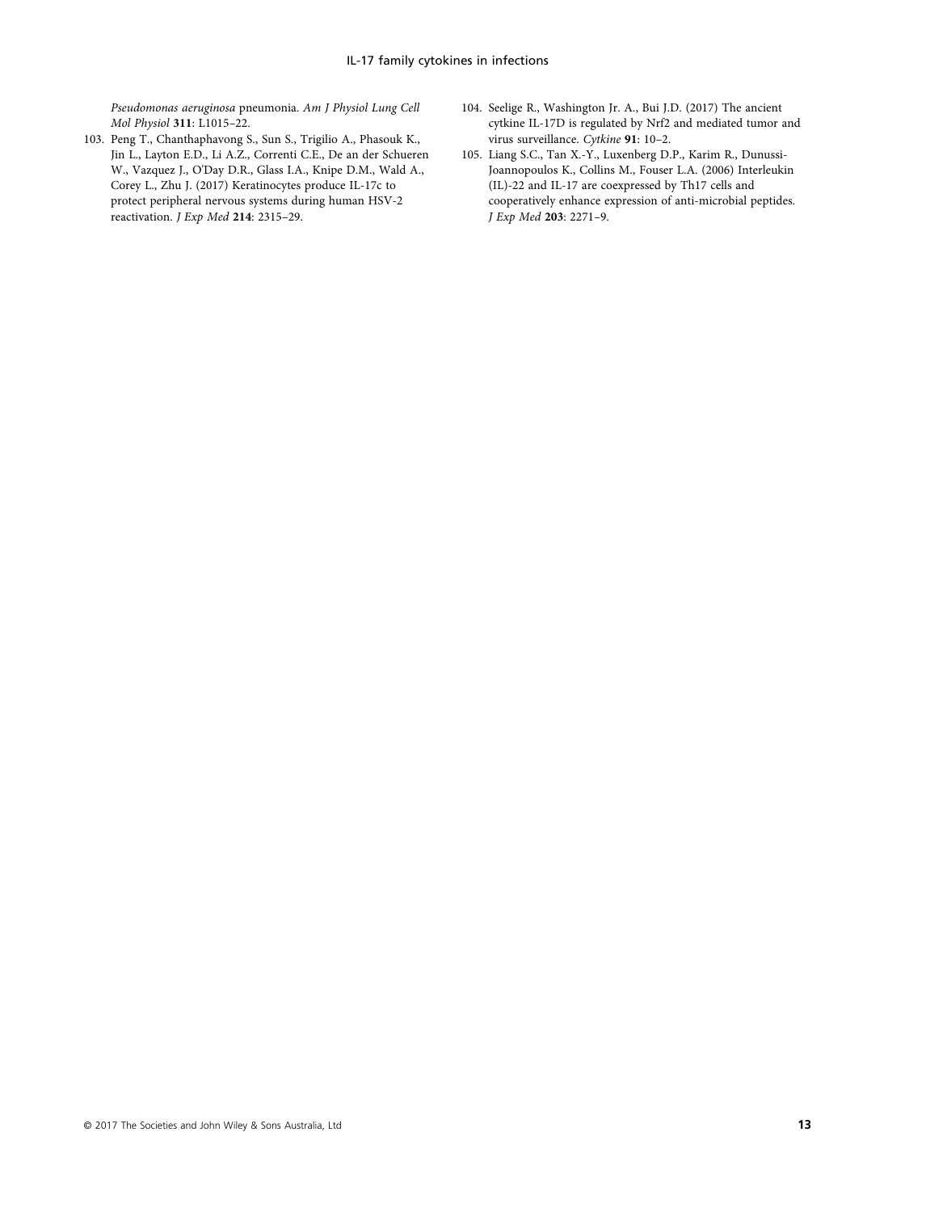*Pseudomonas aeruginosa* pneumonia. *Am J Physiol Lung Cell Mol Physiol* **311**: L1015–22.

103. Peng T., Chanthaphavong S., Sun S., Trigilio A., Phasouk K., Jin L., Layton E.D., Li A.Z., Correnti C.E., De an der Schueren W., Vazquez J., O'Day D.R., Glass I.A., Knipe D.M., Wald A., Corey L., Zhu J. (2017) Keratinocytes produce IL-17c to protect peripheral nervous systems during human HSV-2 reactivation. *J Exp Med* **214**: 2315–29.

104. Seelige R., Washington Jr. A., Bui J.D. (2017) The ancient cytkine IL-17D is regulated by Nrf2 and mediated tumor and virus surveillance. *Cytkine* **91**: 10–2.

105. Liang S.C., Tan X.-Y., Luxenberg D.P., Karim R., Dunussi-Joannopoulos K., Collins M., Fouser L.A. (2006) Interleukin (IL)-22 and IL-17 are coexpressed by Th17 cells and cooperatively enhance expression of anti-microbial peptides. *J Exp Med* **203**: 2271–9.